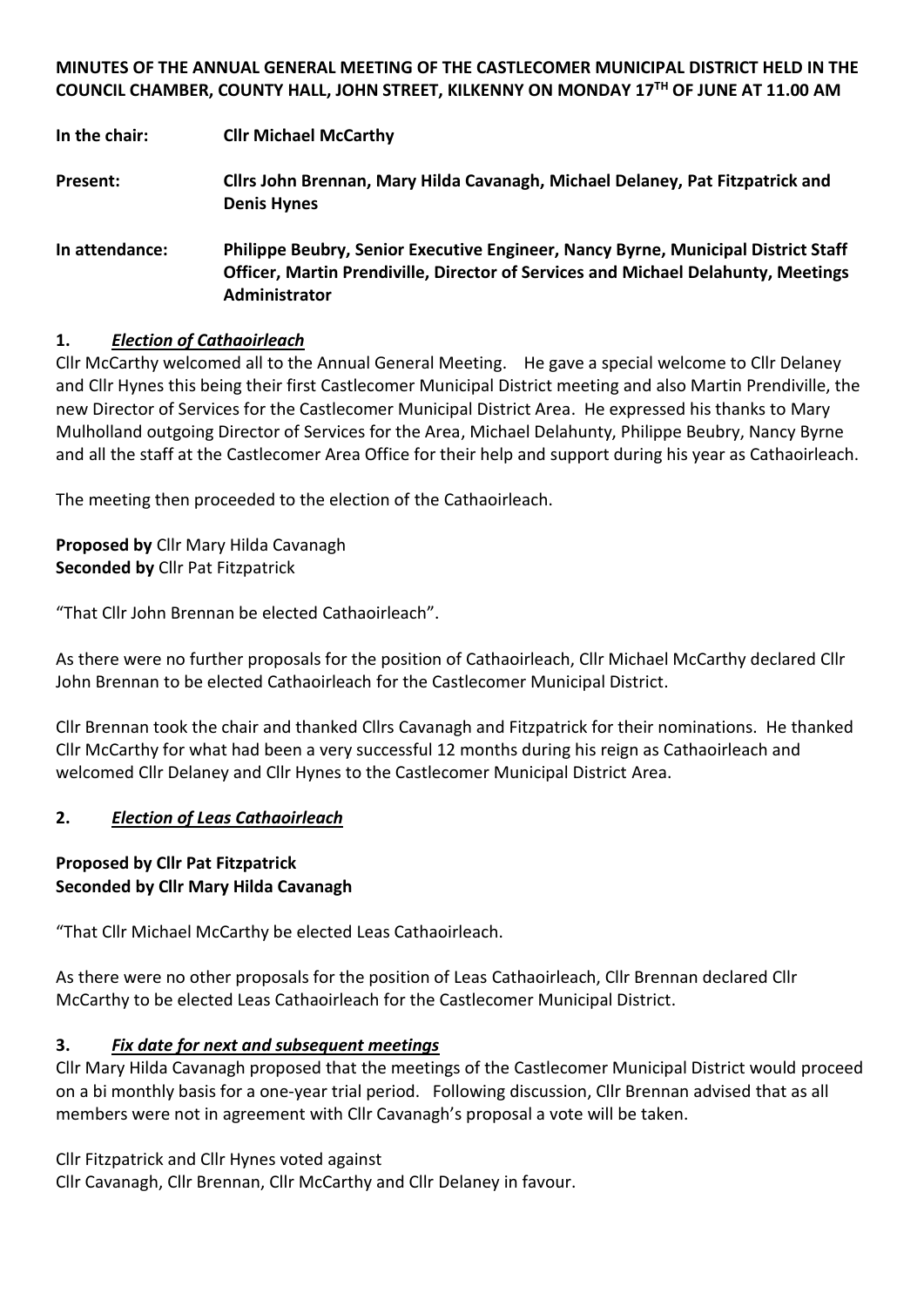**MINUTES OF THE ANNUAL GENERAL MEETING OF THE CASTLECOMER MUNICIPAL DISTRICT HELD IN THE COUNCIL CHAMBER, COUNTY HALL, JOHN STREET, KILKENNY ON MONDAY 17TH OF JUNE AT 11.00 AM**

| | |
|---|---|
| **In the chair:** | **Cllr Michael McCarthy** |
| **Present:** | **Cllrs John Brennan, Mary Hilda Cavanagh, Michael Delaney, Pat Fitzpatrick and Denis Hynes** |
| **In attendance:** | **Philippe Beubry, Senior Executive Engineer, Nancy Byrne, Municipal District Staff Officer, Martin Prendiville, Director of Services and Michael Delahunty, Meetings Administrator** |

**1.** ***Election of Cathaoirleach***

Cllr McCarthy welcomed all to the Annual General Meeting. He gave a special welcome to Cllr Delaney and Cllr Hynes this being their first Castlecomer Municipal District meeting and also Martin Prendiville, the new Director of Services for the Castlecomer Municipal District Area. He expressed his thanks to Mary Mulholland outgoing Director of Services for the Area, Michael Delahunty, Philippe Beubry, Nancy Byrne and all the staff at the Castlecomer Area Office for their help and support during his year as Cathaoirleach.

The meeting then proceeded to the election of the Cathaoirleach.

**Proposed by** Cllr Mary Hilda Cavanagh
**Seconded by** Cllr Pat Fitzpatrick

"That Cllr John Brennan be elected Cathaoirleach".

As there were no further proposals for the position of Cathaoirleach, Cllr Michael McCarthy declared Cllr John Brennan to be elected Cathaoirleach for the Castlecomer Municipal District.

Cllr Brennan took the chair and thanked Cllrs Cavanagh and Fitzpatrick for their nominations. He thanked Cllr McCarthy for what had been a very successful 12 months during his reign as Cathaoirleach and welcomed Cllr Delaney and Cllr Hynes to the Castlecomer Municipal District Area.

**2.** ***Election of Leas Cathaoirleach***

**Proposed by Cllr Pat Fitzpatrick**
**Seconded by Cllr Mary Hilda Cavanagh**

"That Cllr Michael McCarthy be elected Leas Cathaoirleach.

As there were no other proposals for the position of Leas Cathaoirleach, Cllr Brennan declared Cllr McCarthy to be elected Leas Cathaoirleach for the Castlecomer Municipal District.

**3.** ***Fix date for next and subsequent meetings***

Cllr Mary Hilda Cavanagh proposed that the meetings of the Castlecomer Municipal District would proceed on a bi monthly basis for a one-year trial period. Following discussion, Cllr Brennan advised that as all members were not in agreement with Cllr Cavanagh's proposal a vote will be taken.

Cllr Fitzpatrick and Cllr Hynes voted against
Cllr Cavanagh, Cllr Brennan, Cllr McCarthy and Cllr Delaney in favour.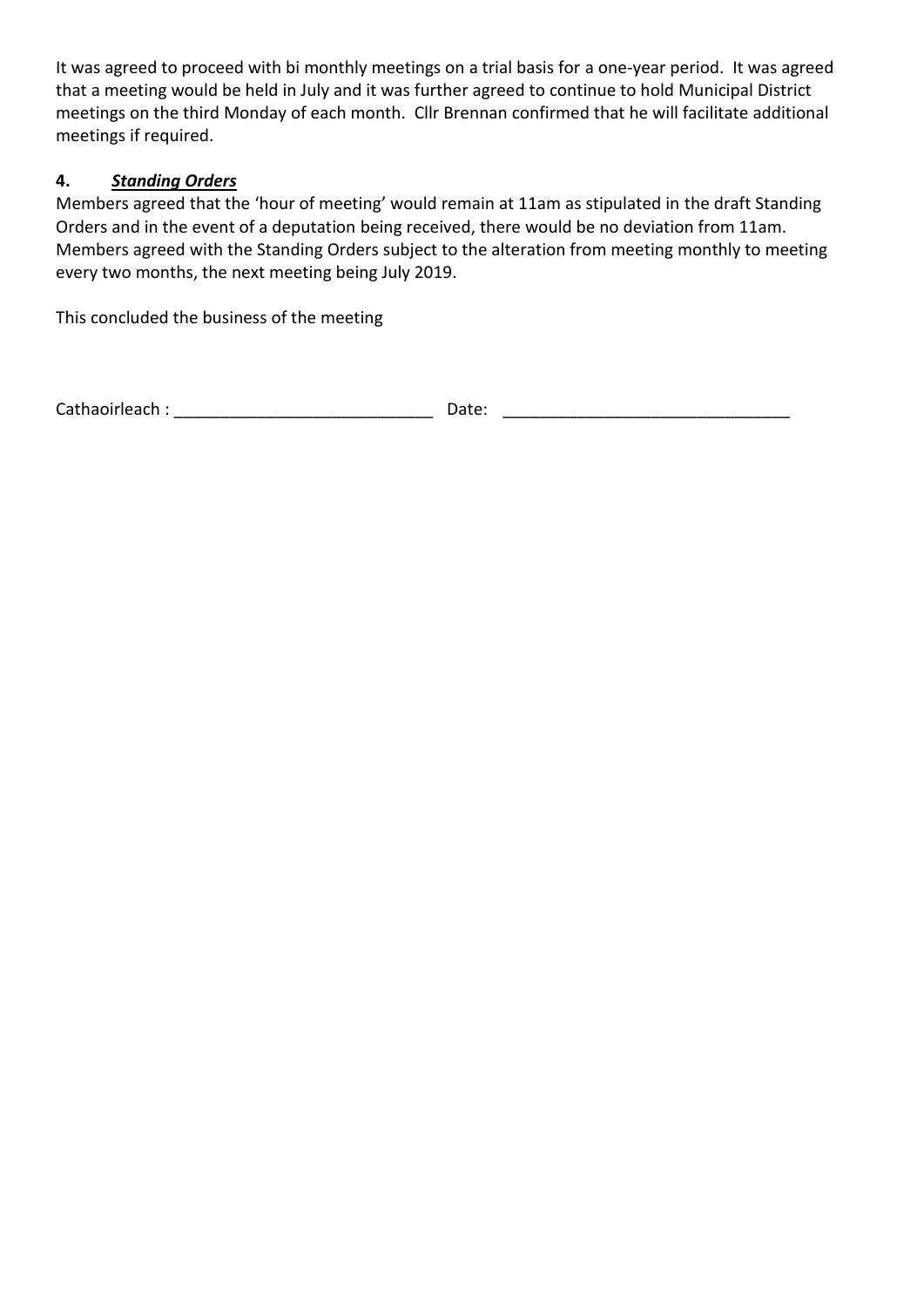It was agreed to proceed with bi monthly meetings on a trial basis for a one-year period. It was agreed that a meeting would be held in July and it was further agreed to continue to hold Municipal District meetings on the third Monday of each month. Cllr Brennan confirmed that he will facilitate additional meetings if required.

**4.** ***Standing Orders***

Members agreed that the 'hour of meeting' would remain at 11am as stipulated in the draft Standing Orders and in the event of a deputation being received, there would be no deviation from 11am. Members agreed with the Standing Orders subject to the alteration from meeting monthly to meeting every two months, the next meeting being July 2019.

This concluded the business of the meeting

Cathaoirleach : ____________________________ Date: _______________________________